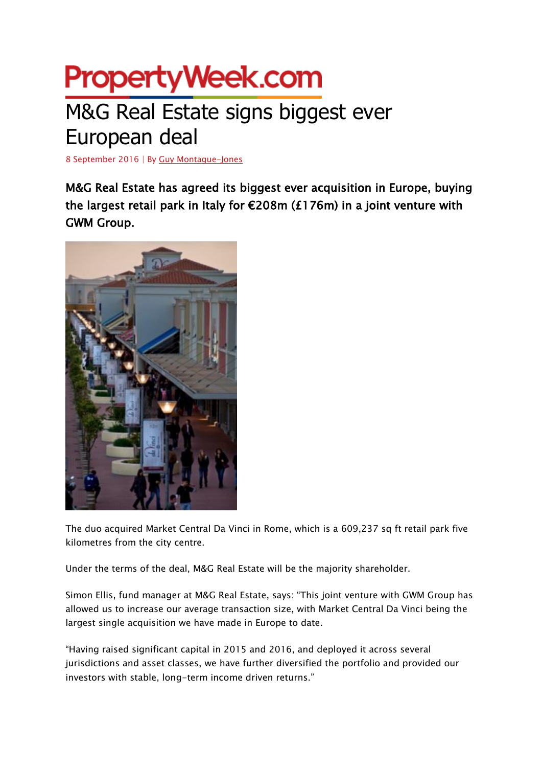PropertyWeek.com

# M&G Real Estate signs biggest ever European deal

8 September 2016 | By Guy Montague-Jones

**M&G Real Estate has agreed its biggest ever acquisition in Europe, buying the largest retail park in Italy for €208m (£176m) in a joint venture with GWM Group.**

The duo acquired Market Central Da Vinci in Rome, which is a 609,237 sq ft retail park five kilometres from the city centre.

Under the terms of the deal, M&G Real Estate will be the majority shareholder.

Simon Ellis, fund manager at M&G Real Estate, says: "This joint venture with GWM Group has allowed us to increase our average transaction size, with Market Central Da Vinci being the largest single acquisition we have made in Europe to date.

"Having raised significant capital in 2015 and 2016, and deployed it across several jurisdictions and asset classes, we have further diversified the portfolio and provided our investors with stable, long-term income driven returns."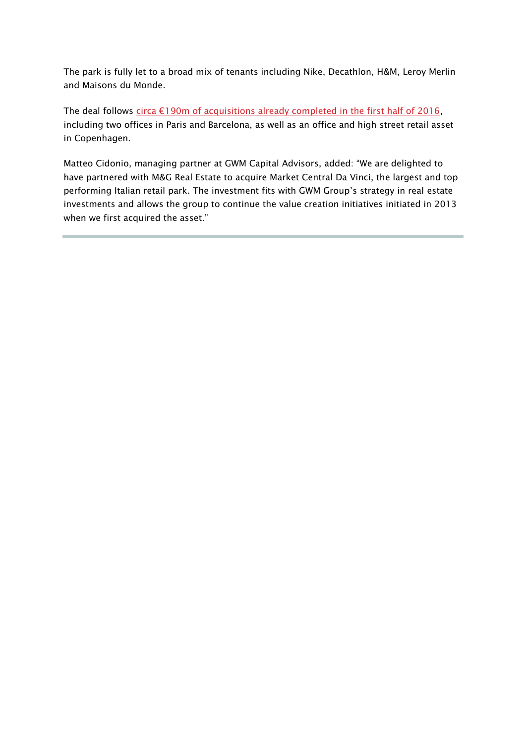The park is fully let to a broad mix of tenants including Nike, Decathlon, H&M, Leroy Merlin and Maisons du Monde.

The deal follows circa €190m of acquisitions already completed in the first half of 2016, including two offices in Paris and Barcelona, as well as an office and high street retail asset in Copenhagen.

Matteo Cidonio, managing partner at GWM Capital Advisors, added: "We are delighted to have partnered with M&G Real Estate to acquire Market Central Da Vinci, the largest and top performing Italian retail park. The investment fits with GWM Group's strategy in real estate investments and allows the group to continue the value creation initiatives initiated in 2013 when we first acquired the asset."